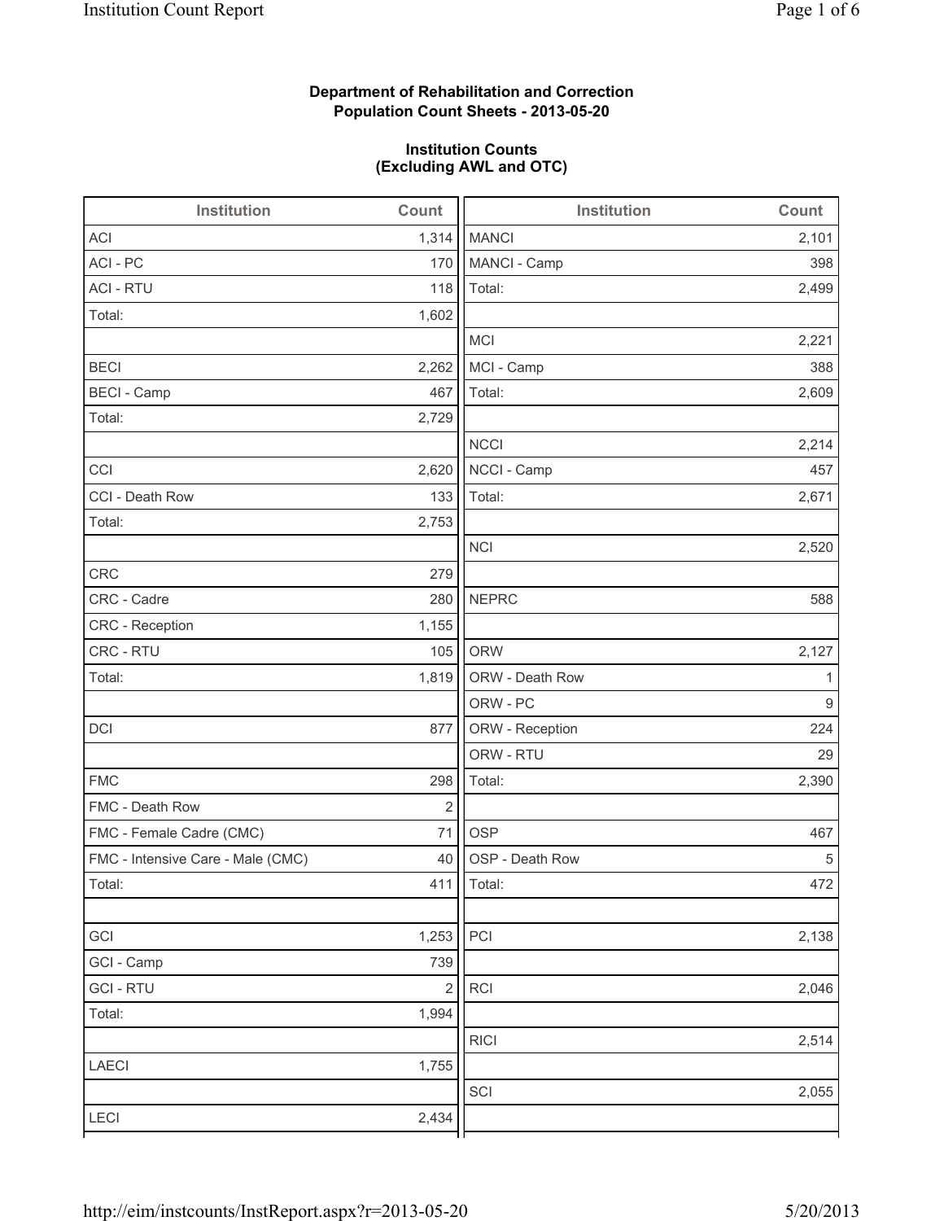**Department of Rehabilitation and Correction**
**Population Count Sheets - 2013-05-20**

**Institution Counts**
**(Excluding AWL and OTC)**

| Institution | Count |
|---|---|
| ACI | 1,314 |
| ACI - PC | 170 |
| ACI - RTU | 118 |
| Total: | 1,602 |
| | |
| BECI | 2,262 |
| BECI - Camp | 467 |
| Total: | 2,729 |
| | |
| CCI | 2,620 |
| CCI - Death Row | 133 |
| Total: | 2,753 |
| | |
| CRC | 279 |
| CRC - Cadre | 280 |
| CRC - Reception | 1,155 |
| CRC - RTU | 105 |
| Total: | 1,819 |
| | |
| DCI | 877 |
| | |
| FMC | 298 |
| FMC - Death Row | 2 |
| FMC - Female Cadre (CMC) | 71 |
| FMC - Intensive Care - Male (CMC) | 40 |
| Total: | 411 |
| | |
| GCI | 1,253 |
| GCI - Camp | 739 |
| GCI - RTU | 2 |
| Total: | 1,994 |
| | |
| LAECI | 1,755 |
| | |
| LECI | 2,434 |

| Institution | Count |
|---|---|
| MANCI | 2,101 |
| MANCI - Camp | 398 |
| Total: | 2,499 |
| | |
| MCI | 2,221 |
| MCI - Camp | 388 |
| Total: | 2,609 |
| | |
| NCCI | 2,214 |
| NCCI - Camp | 457 |
| Total: | 2,671 |
| | |
| NCI | 2,520 |
| | |
| NEPRC | 588 |
| | |
| ORW | 2,127 |
| ORW - Death Row | 1 |
| ORW - PC | 9 |
| ORW - Reception | 224 |
| ORW - RTU | 29 |
| Total: | 2,390 |
| | |
| OSP | 467 |
| OSP - Death Row | 5 |
| Total: | 472 |
| | |
| PCI | 2,138 |
| | |
| RCI | 2,046 |
| | |
| RICI | 2,514 |
| | |
| SCI | 2,055 |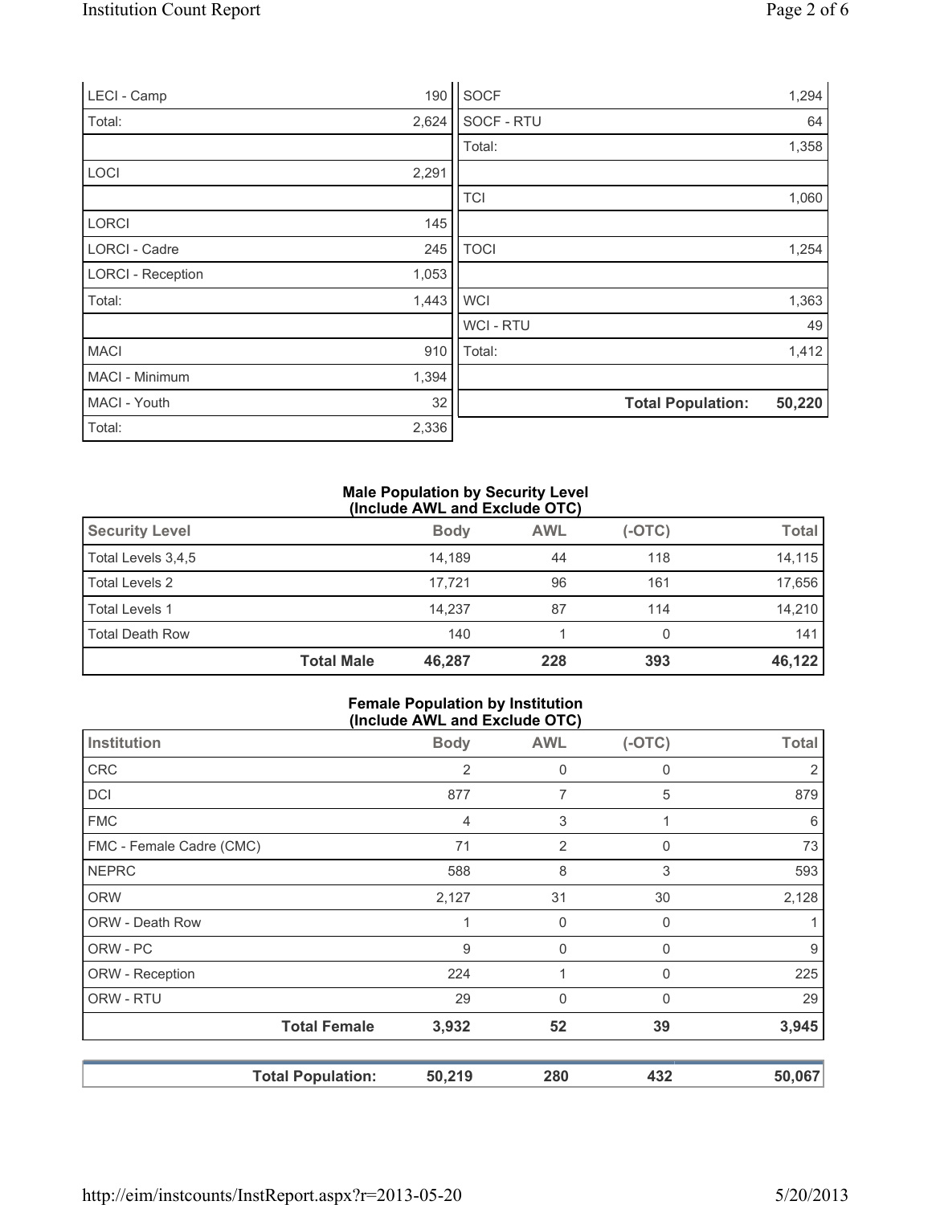| | |
|---|---|
| LECI - Camp | 190 |
| Total: | 2,624 |
| | |
| LOCI | 2,291 |
| | |
| LORCI | 145 |
| LORCI - Cadre | 245 |
| LORCI - Reception | 1,053 |
| Total: | 1,443 |
| | |
| MACI | 910 |
| MACI - Minimum | 1,394 |
| MACI - Youth | 32 |
| Total: | 2,336 |

| | |
|---|---|
| SOCF | 1,294 |
| SOCF - RTU | 64 |
| Total: | 1,358 |
| | |
| TCI | 1,060 |
| | |
| TOCI | 1,254 |
| | |
| WCI | 1,363 |
| WCI - RTU | 49 |
| Total: | 1,412 |
| | |
| **Total Population:** | **50,220** |

**Male Population by Security Level**
**(Include AWL and Exclude OTC)**

| Security Level | Body | AWL | (-OTC) | Total |
|---|---|---|---|---|
| Total Levels 3,4,5 | 14,189 | 44 | 118 | 14,115 |
| Total Levels 2 | 17,721 | 96 | 161 | 17,656 |
| Total Levels 1 | 14,237 | 87 | 114 | 14,210 |
| Total Death Row | 140 | 1 | 0 | 141 |
| **Total Male** | **46,287** | **228** | **393** | **46,122** |

**Female Population by Institution**
**(Include AWL and Exclude OTC)**

| Institution | Body | AWL | (-OTC) | Total |
|---|---|---|---|---|
| CRC | 2 | 0 | 0 | 2 |
| DCI | 877 | 7 | 5 | 879 |
| FMC | 4 | 3 | 1 | 6 |
| FMC - Female Cadre (CMC) | 71 | 2 | 0 | 73 |
| NEPRC | 588 | 8 | 3 | 593 |
| ORW | 2,127 | 31 | 30 | 2,128 |
| ORW - Death Row | 1 | 0 | 0 | 1 |
| ORW - PC | 9 | 0 | 0 | 9 |
| ORW - Reception | 224 | 1 | 0 | 225 |
| ORW - RTU | 29 | 0 | 0 | 29 |
| **Total Female** | **3,932** | **52** | **39** | **3,945** |

| | Body | AWL | (-OTC) | Total |
|---|---|---|---|---|
| **Total Population:** | **50,219** | **280** | **432** | **50,067** |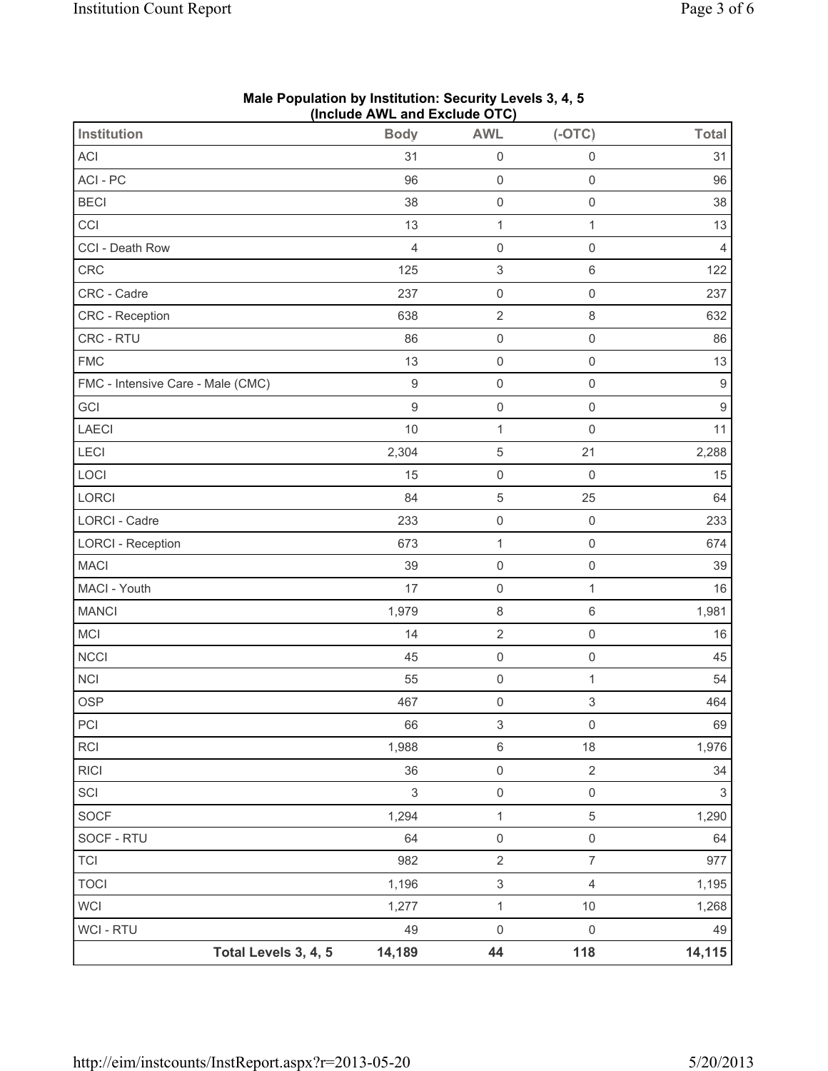**Male Population by Institution: Security Levels 3, 4, 5**
**(Include AWL and Exclude OTC)**

| Institution | Body | AWL | (-OTC) | Total |
|---|---|---|---|---|
| ACI | 31 | 0 | 0 | 31 |
| ACI - PC | 96 | 0 | 0 | 96 |
| BECI | 38 | 0 | 0 | 38 |
| CCI | 13 | 1 | 1 | 13 |
| CCI - Death Row | 4 | 0 | 0 | 4 |
| CRC | 125 | 3 | 6 | 122 |
| CRC - Cadre | 237 | 0 | 0 | 237 |
| CRC - Reception | 638 | 2 | 8 | 632 |
| CRC - RTU | 86 | 0 | 0 | 86 |
| FMC | 13 | 0 | 0 | 13 |
| FMC - Intensive Care - Male (CMC) | 9 | 0 | 0 | 9 |
| GCI | 9 | 0 | 0 | 9 |
| LAECI | 10 | 1 | 0 | 11 |
| LECI | 2,304 | 5 | 21 | 2,288 |
| LOCI | 15 | 0 | 0 | 15 |
| LORCI | 84 | 5 | 25 | 64 |
| LORCI - Cadre | 233 | 0 | 0 | 233 |
| LORCI - Reception | 673 | 1 | 0 | 674 |
| MACI | 39 | 0 | 0 | 39 |
| MACI - Youth | 17 | 0 | 1 | 16 |
| MANCI | 1,979 | 8 | 6 | 1,981 |
| MCI | 14 | 2 | 0 | 16 |
| NCCI | 45 | 0 | 0 | 45 |
| NCI | 55 | 0 | 1 | 54 |
| OSP | 467 | 0 | 3 | 464 |
| PCI | 66 | 3 | 0 | 69 |
| RCI | 1,988 | 6 | 18 | 1,976 |
| RICI | 36 | 0 | 2 | 34 |
| SCI | 3 | 0 | 0 | 3 |
| SOCF | 1,294 | 1 | 5 | 1,290 |
| SOCF - RTU | 64 | 0 | 0 | 64 |
| TCI | 982 | 2 | 7 | 977 |
| TOCI | 1,196 | 3 | 4 | 1,195 |
| WCI | 1,277 | 1 | 10 | 1,268 |
| WCI - RTU | 49 | 0 | 0 | 49 |
| **Total Levels 3, 4, 5** | **14,189** | **44** | **118** | **14,115** |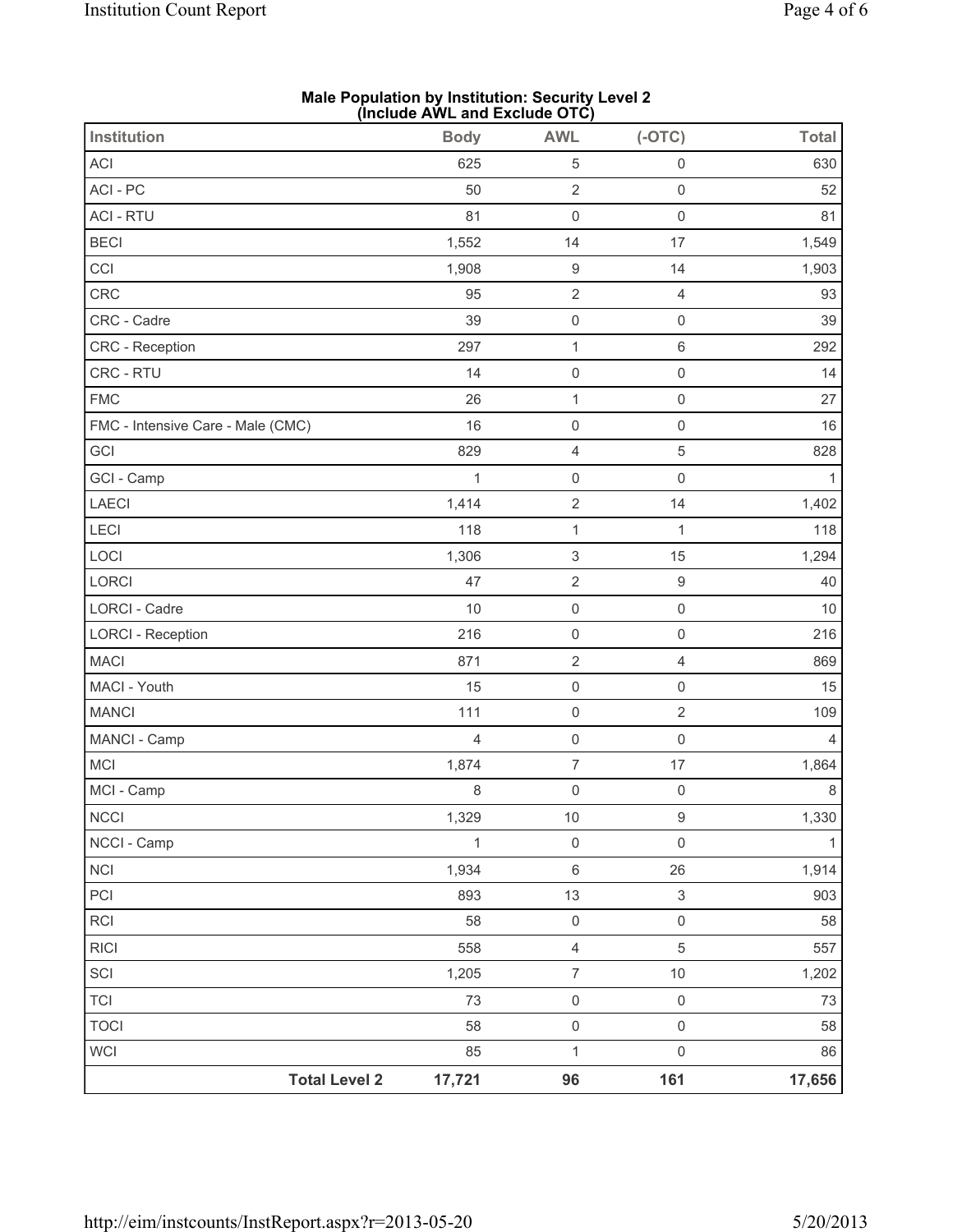**Male Population by Institution: Security Level 2**
**(Include AWL and Exclude OTC)**

| Institution | Body | AWL | (-OTC) | Total |
|---|---|---|---|---|
| ACI | 625 | 5 | 0 | 630 |
| ACI - PC | 50 | 2 | 0 | 52 |
| ACI - RTU | 81 | 0 | 0 | 81 |
| BECI | 1,552 | 14 | 17 | 1,549 |
| CCI | 1,908 | 9 | 14 | 1,903 |
| CRC | 95 | 2 | 4 | 93 |
| CRC - Cadre | 39 | 0 | 0 | 39 |
| CRC - Reception | 297 | 1 | 6 | 292 |
| CRC - RTU | 14 | 0 | 0 | 14 |
| FMC | 26 | 1 | 0 | 27 |
| FMC - Intensive Care - Male (CMC) | 16 | 0 | 0 | 16 |
| GCI | 829 | 4 | 5 | 828 |
| GCI - Camp | 1 | 0 | 0 | 1 |
| LAECI | 1,414 | 2 | 14 | 1,402 |
| LECI | 118 | 1 | 1 | 118 |
| LOCI | 1,306 | 3 | 15 | 1,294 |
| LORCI | 47 | 2 | 9 | 40 |
| LORCI - Cadre | 10 | 0 | 0 | 10 |
| LORCI - Reception | 216 | 0 | 0 | 216 |
| MACI | 871 | 2 | 4 | 869 |
| MACI - Youth | 15 | 0 | 0 | 15 |
| MANCI | 111 | 0 | 2 | 109 |
| MANCI - Camp | 4 | 0 | 0 | 4 |
| MCI | 1,874 | 7 | 17 | 1,864 |
| MCI - Camp | 8 | 0 | 0 | 8 |
| NCCI | 1,329 | 10 | 9 | 1,330 |
| NCCI - Camp | 1 | 0 | 0 | 1 |
| NCI | 1,934 | 6 | 26 | 1,914 |
| PCI | 893 | 13 | 3 | 903 |
| RCI | 58 | 0 | 0 | 58 |
| RICI | 558 | 4 | 5 | 557 |
| SCI | 1,205 | 7 | 10 | 1,202 |
| TCI | 73 | 0 | 0 | 73 |
| TOCI | 58 | 0 | 0 | 58 |
| WCI | 85 | 1 | 0 | 86 |
| **Total Level 2** | **17,721** | **96** | **161** | **17,656** |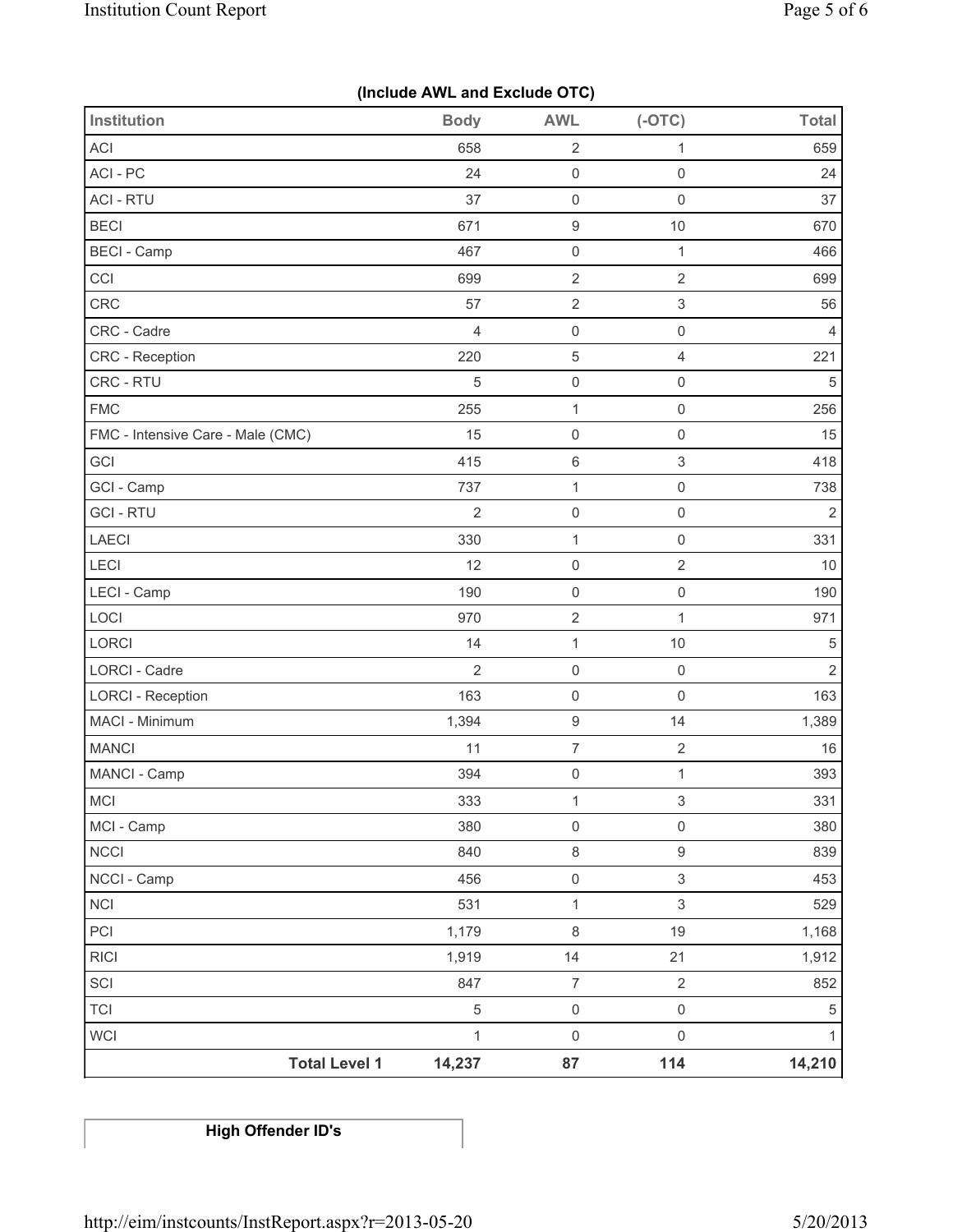**(Include AWL and Exclude OTC)**

| Institution | Body | AWL | (-OTC) | Total |
|---|---|---|---|---|
| ACI | 658 | 2 | 1 | 659 |
| ACI - PC | 24 | 0 | 0 | 24 |
| ACI - RTU | 37 | 0 | 0 | 37 |
| BECI | 671 | 9 | 10 | 670 |
| BECI - Camp | 467 | 0 | 1 | 466 |
| CCI | 699 | 2 | 2 | 699 |
| CRC | 57 | 2 | 3 | 56 |
| CRC - Cadre | 4 | 0 | 0 | 4 |
| CRC - Reception | 220 | 5 | 4 | 221 |
| CRC - RTU | 5 | 0 | 0 | 5 |
| FMC | 255 | 1 | 0 | 256 |
| FMC - Intensive Care - Male (CMC) | 15 | 0 | 0 | 15 |
| GCI | 415 | 6 | 3 | 418 |
| GCI - Camp | 737 | 1 | 0 | 738 |
| GCI - RTU | 2 | 0 | 0 | 2 |
| LAECI | 330 | 1 | 0 | 331 |
| LECI | 12 | 0 | 2 | 10 |
| LECI - Camp | 190 | 0 | 0 | 190 |
| LOCI | 970 | 2 | 1 | 971 |
| LORCI | 14 | 1 | 10 | 5 |
| LORCI - Cadre | 2 | 0 | 0 | 2 |
| LORCI - Reception | 163 | 0 | 0 | 163 |
| MACI - Minimum | 1,394 | 9 | 14 | 1,389 |
| MANCI | 11 | 7 | 2 | 16 |
| MANCI - Camp | 394 | 0 | 1 | 393 |
| MCI | 333 | 1 | 3 | 331 |
| MCI - Camp | 380 | 0 | 0 | 380 |
| NCCI | 840 | 8 | 9 | 839 |
| NCCI - Camp | 456 | 0 | 3 | 453 |
| NCI | 531 | 1 | 3 | 529 |
| PCI | 1,179 | 8 | 19 | 1,168 |
| RICI | 1,919 | 14 | 21 | 1,912 |
| SCI | 847 | 7 | 2 | 852 |
| TCI | 5 | 0 | 0 | 5 |
| WCI | 1 | 0 | 0 | 1 |
| **Total Level 1** | **14,237** | **87** | **114** | **14,210** |

**High Offender ID's**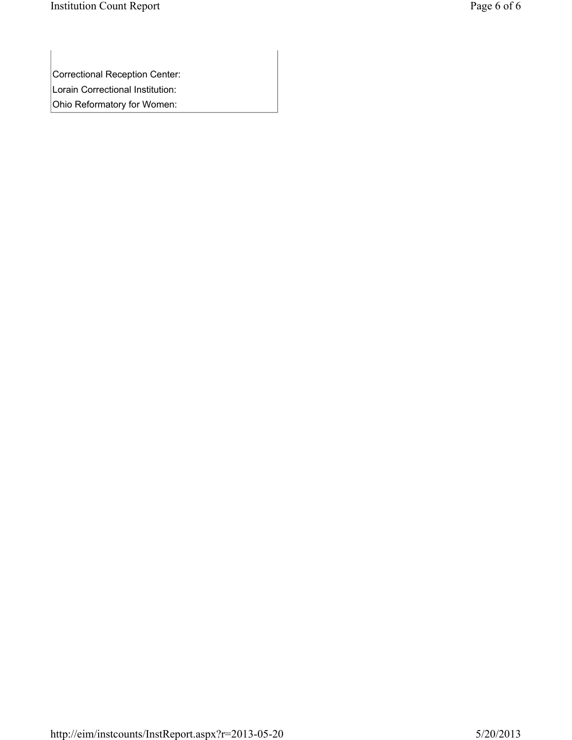| |
|---|
| Correctional Reception Center: |
| Lorain Correctional Institution: |
| Ohio Reformatory for Women: |